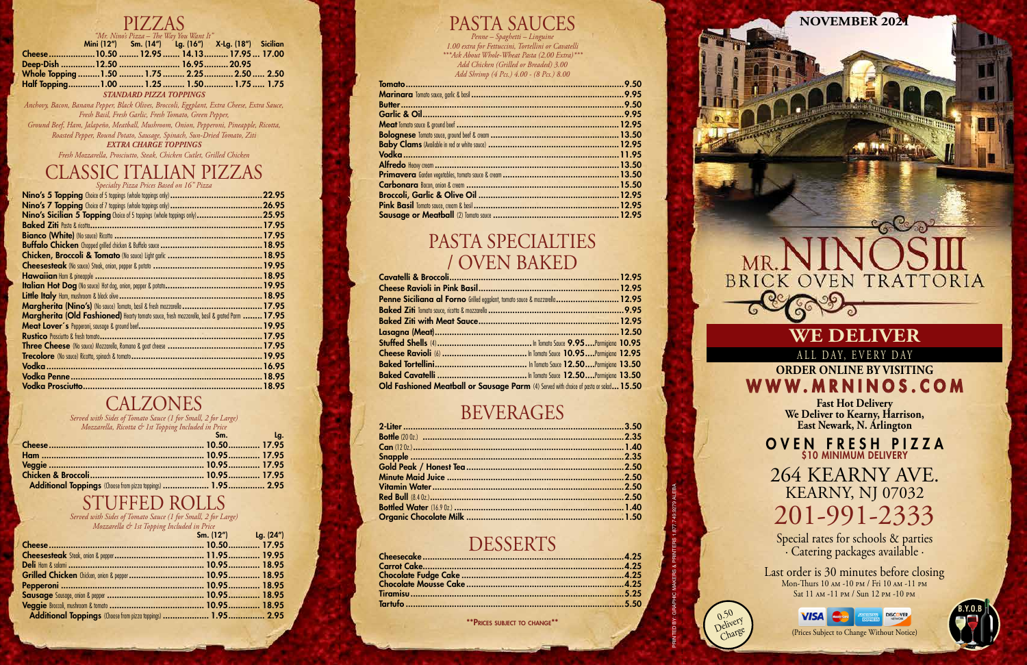# PIZZAS

*"Mr. Nino's Pizza – The Way You Want It"*

| | Mini (12") | Sm. (14") | Lg. (16") | X-Lg. (18") | Sicilian |
|---|---|---|---|---|---|
| **Cheese** | 10.50 | 12.95 | 14.13 | 17.95 | 17.00 |
| **Deep-Dish** | 12.50 | | 16.95 | 20.95 | |
| **Whole Topping** | 1.50 | 1.75 | 2.25 | 2.50 | 2.50 |
| **Half Topping** | 1.00 | 1.25 | 1.50 | 1.75 | 1.75 |

### STANDARD PIZZA TOPPINGS

*Anchovy, Bacon, Banana Pepper, Black Olives, Broccoli, Eggplant, Extra Cheese, Extra Sauce, Fresh Basil, Fresh Garlic, Fresh Tomato, Green Pepper, Ground Beef, Ham, Jalapeño, Meatball, Mushroom, Onion, Pepperoni, Pineapple, Ricotta, Roasted Pepper, Round Potato, Sausage, Spinach, Sun-Dried Tomato, Ziti*

### EXTRA CHARGE TOPPINGS

*Fresh Mozzarella, Prosciutto, Steak, Chicken Cutlet, Grilled Chicken*

# CLASSIC ITALIAN PIZZAS

*Specialty Pizza Prices Based on 16" Pizza*

- **Nino's 5 Topping** Choice of 5 toppings (whole toppings only) ... 22.95
- **Nino's 7 Topping** Choice of 7 toppings (whole toppings only) ... 26.95
- **Nino's Sicilian 5 Topping** Choice of 5 toppings (whole toppings only) ... 25.95
- **Baked Ziti** Pasta & ricotta ... 17.95
- **Bianco (White)** (No sauce) Ricotta ... 17.95
- **Buffalo Chicken** Chopped grilled chicken & Buffalo sauce ... 18.95
- **Chicken, Broccoli & Tomato** (No sauce) Light garlic ... 18.95
- **Cheesesteak** (No sauce) Steak, onion, pepper & potato ... 19.95
- **Hawaiian** Ham & pineapple ... 18.95
- **Italian Hot Dog** (No sauce) Hot dog, onion, pepper & potato ... 19.95
- **Little Italy** Ham, mushroom & black olive ... 18.95
- **Margherita (Nino's)** (No sauce) Tomato, basil & fresh mozzarella ... 17.95
- **Margherita (Old Fashioned)** Hearty tomato sauce, fresh mozzarella, basil & grated Parm ... 17.95
- **Meat Lover's** Pepperoni, sausage & ground beef ... 19.95
- **Rustico** Prosciutto & fresh tomato ... 17.95
- **Three Cheese** (No sauce) Mozzarella, Romano & goat cheese ... 17.95
- **Trecolore** (No sauce) Ricotta, spinach & tomato ... 19.95
- **Vodka** ... 16.95
- **Vodka Penne** ... 18.95
- **Vodka Prosciutto** ... 18.95

# CALZONES

*Served with Sides of Tomato Sauce (1 for Small, 2 for Large)*
*Mozzarella, Ricotta & 1st Topping Included in Price*

| | Sm. | Lg. |
|---|---|---|
| **Cheese** | 10.50 | 17.95 |
| **Ham** | 10.95 | 17.95 |
| **Veggie** | 10.95 | 17.95 |
| **Chicken & Broccoli** | 10.95 | 17.95 |
| **Additional Toppings** (Choose from pizza toppings) | 1.95 | 2.95 |

# STUFFED ROLLS

*Served with Sides of Tomato Sauce (1 for Small, 2 for Large)*
*Mozzarella & 1st Topping Included in Price*

| | Sm. (12") | Lg. (24") |
|---|---|---|
| **Cheese** | 10.50 | 17.95 |
| **Cheesesteak** Steak, onion & pepper | 11.95 | 19.95 |
| **Deli** Ham & salami | 10.95 | 18.95 |
| **Grilled Chicken** Chicken, onion & pepper | 10.95 | 18.95 |
| **Pepperoni** | 10.95 | 18.95 |
| **Sausage** Sausage, onion & pepper | 10.95 | 18.95 |
| **Veggie** Broccoli, mushroom & tomato | 10.95 | 18.95 |
| **Additional Toppings** (Choose from pizza toppings) | 1.95 | 2.95 |

# PASTA SAUCES

*Penne – Spaghetti – Linguine*
*1.00 extra for Fettuccini, Tortellini or Cavatelli*
*\*\*\*Ask About Whole-Wheat Pasta (2.00 Extra)\*\*\**
*Add Chicken (Grilled or Breaded) 3.00*
*Add Shrimp (4 Pcs.) 4.00 - (8 Pcs.) 8.00*

- **Tomato** ... 9.50
- **Marinara** Tomato sauce, garlic & basil ... 9.95
- **Butter** ... 9.50
- **Garlic & Oil** ... 9.95
- **Meat** Tomato sauce & ground beef ... 12.95
- **Bolognese** Tomato sauce, ground beef & cream ... 13.50
- **Baby Clams** (Available in red or white sauce) ... 12.95
- **Vodka** ... 11.95
- **Alfredo** Heavy cream ... 13.50
- **Primavera** Garden vegetables, tomato sauce & cream ... 13.50
- **Carbonara** Bacon, onion & cream ... 15.50
- **Broccoli, Garlic & Olive Oil** ... 12.95
- **Pink Basil** Tomato sauce, cream & basil ... 12.95
- **Sausage or Meatball** (2) Tomato sauce ... 12.95

# PASTA SPECIALTIES / OVEN BAKED

- **Cavatelli & Broccoli** ... 12.95
- **Cheese Ravioli in Pink Basil** ... 12.95
- **Penne Siciliana al Forno** Grilled eggplant, tomato sauce & mozzarella ... 12.95
- **Baked Ziti** Tomato sauce, ricotta & mozzarella ... 9.95
- **Baked Ziti with Meat Sauce** ... 12.95
- **Lasagna (Meat)** ... 12.50
- **Stuffed Shells** (4) ... In Tomato Sauce **9.95** ... Parmigiana **10.95**
- **Cheese Ravioli** (6) ... In Tomato Sauce **10.95** ... Parmigiana **12.95**
- **Baked Tortellini** ... In Tomato Sauce **12.50** ... Parmigiana **13.50**
- **Baked Cavatelli** ... In Tomato Sauce **12.50** ... Parmigiana **13.50**
- **Old Fashioned Meatball or Sausage Parm** (4) Served with choice of pasta or salad ... 15.50

# BEVERAGES

- **2-Liter** ... 3.50
- **Bottle** (20 Oz.) ... 2.35
- **Can** (12 Oz.) ... 1.40
- **Snapple** ... 2.35
- **Gold Peak / Honest Tea** ... 2.50
- **Minute Maid Juice** ... 2.50
- **Vitamin Water** ... 2.50
- **Red Bull** (8.4 Oz.) ... 2.50
- **Bottled Water** (16.9 Oz.) ... 1.40
- **Organic Chocolate Milk** ... 1.50

# DESSERTS

- **Cheesecake** ... 4.25
- **Carrot Cake** ... 4.25
- **Chocolate Fudge Cake** ... 4.25
- **Chocolate Mousse Cake** ... 4.25
- **Tiramisu** ... 5.25
- **Tartufo** ... 5.50

**\*\*Prices subject to change\*\***

PRINTED BY: GRAPHIC MAKERS & PRINTERS 1-877-749-2079 ALEBA

**NOVEMBER 2021**

# MR. NINOS III
## BRICK OVEN TRATTORIA

## WE DELIVER
ALL DAY, EVERY DAY

**ORDER ONLINE BY VISITING**
## WWW.MRNINOS.COM

**Fast Hot Delivery**
**We Deliver to Kearny, Harrison, East Newark, N. Arlington**

**OVEN FRESH PIZZA**
**$10 MINIMUM DELIVERY**

## 264 KEARNY AVE.
## KEARNY, NJ 07032
## 201-991-2333

Special rates for schools & parties
· Catering packages available ·

Last order is 30 minutes before closing
Mon-Thurs 10 AM -10 PM / Fri 10 AM -11 PM
Sat 11 AM -11 PM / Sun 12 PM -10 PM

0.50 Delivery Charge

VISA · MasterCard · American Express · Discover

(Prices Subject to Change Without Notice)

B.Y.O.B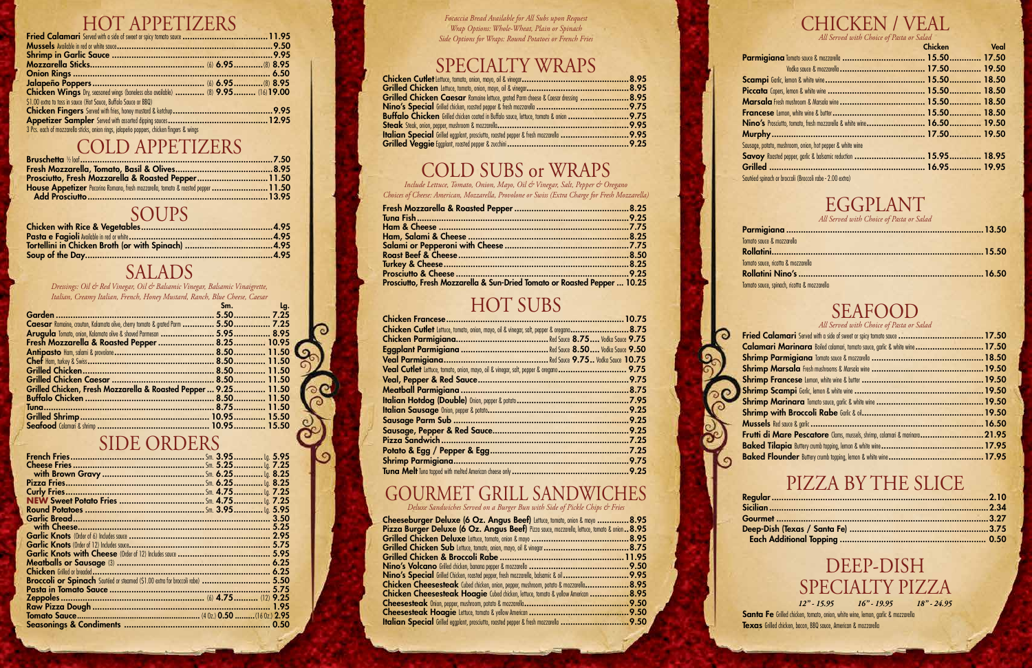# HOT APPETIZERS

| | |
|---|---|
| **Fried Calamari** Served with a side of sweet or spicy tomato sauce | 11.95 |
| **Mussels** Available in red or white sauce | 9.50 |
| **Shrimp in Garlic Sauce** | 9.95 |
| **Mozzarella Sticks** | (6) 6.95 (8) 8.95 |
| **Onion Rings** | 6.50 |
| **Jalapeño Poppers** | (6) 6.95 (8) 8.95 |
| **Chicken Wings** Dry, seasoned wings (boneless also available) | (8) 9.95 (16) 19.00 |

$1.00 extra to toss in sauce (Hot Sauce, Buffalo Sauce or BBQ)

| | |
|---|---|
| **Chicken Fingers** Served with fries, honey mustard & ketchup | 9.95 |
| **Appetizer Sampler** Served with assorted dipping sauces | 12.95 |

3 Pcs. each of mozzarella sticks, onion rings, jalapeño poppers, chicken fingers & wings

# COLD APPETIZERS

| | |
|---|---|
| **Bruschetta** ½ loaf | 7.50 |
| **Fresh Mozzarella, Tomato, Basil & Olives** | 8.95 |
| **Prosciutto, Fresh Mozzarella & Roasted Pepper** | 11.50 |
| **House Appetizer** Pecorino Romano, fresh mozzarella, tomato & roasted pepper | 11.50 |
| **Add Prosciutto** | 13.95 |

# SOUPS

| | |
|---|---|
| **Chicken with Rice & Vegetables** | 4.95 |
| **Pasta e Fagioli** Available in red or white | 4.95 |
| **Tortellini in Chicken Broth (or with Spinach)** | 4.95 |
| **Soup of the Day** | 4.95 |

# SALADS

*Dressings: Oil & Red Vinegar, Oil & Balsamic Vinegar, Balsamic Vinaigrette, Italian, Creamy Italian, French, Honey Mustard, Ranch, Blue Cheese, Caesar*

| | Sm. | Lg. |
|---|---|---|
| **Garden** | 5.50 | 7.25 |
| **Caesar** Romaine, crouton, Kalamata olive, cherry tomato & grated Parm | 5.50 | 7.25 |
| **Arugula** Tomato, onion, Kalamata olive & shaved Parmesan | 5.95 | 8.95 |
| **Fresh Mozzarella & Roasted Pepper** | 8.25 | 10.95 |
| **Antipasto** Ham, salami & provolone | 8.50 | 11.50 |
| **Chef** Ham, turkey & Swiss | 8.50 | 11.50 |
| **Grilled Chicken** | 8.50 | 11.50 |
| **Grilled Chicken Caesar** | 8.50 | 11.50 |
| **Grilled Chicken, Fresh Mozzarella & Roasted Pepper** | 9.25 | 11.50 |
| **Buffalo Chicken** | 8.50 | 11.50 |
| **Tuna** | 8.75 | 11.50 |
| **Grilled Shrimp** | 10.95 | 15.50 |
| **Seafood** Calamari & shrimp | 10.95 | 15.50 |

# SIDE ORDERS

| | |
|---|---|
| **French Fries** | Sm. 3.95 Lg. 5.95 |
| **Cheese Fries** | Sm. 5.25 Lg. 7.25 |
| **with Brown Gravy** | Sm. 6.25 Lg. 8.25 |
| **Pizza Fries** | Sm. 6.25 Lg. 8.25 |
| **Curly Fries** | Sm. 4.75 Lg. 7.25 |
| **NEW Sweet Potato Fries** | Sm. 4.75 Lg. 7.25 |
| **Round Potatoes** | Sm. 3.95 Lg. 5.95 |
| **Garlic Bread** | 3.50 |
| **with Cheese** | 5.25 |
| **Garlic Knots** (Order of 6) Includes sauce | 2.95 |
| **Garlic Knots** (Order of 12) Includes sauce | 5.75 |
| **Garlic Knots with Cheese** (Order of 12) Includes sauce | 5.95 |
| **Meatballs or Sausage** (3) | 6.25 |
| **Chicken** Grilled or breaded | 6.25 |
| **Broccoli or Spinach** Sautéed or steamed ($1.00 extra for broccoli rabe) | 5.50 |
| **Pasta in Tomato Sauce** | 5.75 |
| **Zeppoles** | (6) 4.75 (12) 9.25 |
| **Raw Pizza Dough** | 1.95 |
| **Tomato Sauce** | (4 Oz.) 0.50 (16 Oz.) 2.95 |
| **Seasonings & Condiments** | 0.50 |

*Focaccia Bread Available for All Subs upon Request*
*Wrap Options: Whole-Wheat, Plain or Spinach*
*Side Options for Wraps: Round Potatoes or French Fries*

# SPECIALTY WRAPS

| | |
|---|---|
| **Chicken Cutlet** Lettuce, tomato, onion, mayo, oil & vinegar | 8.95 |
| **Grilled Chicken** Lettuce, tomato, onion, mayo, oil & vinegar | 8.95 |
| **Grilled Chicken Caesar** Romaine lettuce, grated Parm cheese & Caesar dressing | 8.95 |
| **Nino's Special** Grilled chicken, roasted pepper & fresh mozzarella | 9.75 |
| **Buffalo Chicken** Grilled chicken coated in Buffalo sauce, lettuce, tomato & onion | 9.75 |
| **Steak** Steak, onion, pepper, mushroom & mozzarella | 9.95 |
| **Italian Special** Grilled eggplant, prosciutto, roasted pepper & fresh mozzarella | 9.95 |
| **Grilled Veggie** Eggplant, roasted pepper & zucchini | 9.25 |

# COLD SUBS or WRAPS

*Include Lettuce, Tomato, Onion, Mayo, Oil & Vinegar, Salt, Pepper & Oregano*
*Choices of Cheese: American, Mozzarella, Provolone or Swiss (Extra Charge for Fresh Mozzarella)*

| | |
|---|---|
| **Fresh Mozzarella & Roasted Pepper** | 8.25 |
| **Tuna Fish** | 9.25 |
| **Ham & Cheese** | 7.75 |
| **Ham, Salami & Cheese** | 8.25 |
| **Salami or Pepperoni with Cheese** | 7.75 |
| **Roast Beef & Cheese** | 8.50 |
| **Turkey & Cheese** | 8.25 |
| **Prosciutto & Cheese** | 9.25 |
| **Prosciutto, Fresh Mozzarella & Sun-Dried Tomato or Roasted Pepper** | 10.25 |

# HOT SUBS

| | |
|---|---|
| **Chicken Francese** | 10.75 |
| **Chicken Cutlet** Lettuce, tomato, onion, mayo, oil & vinegar, salt, pepper & oregano | 8.75 |
| **Chicken Parmigiana** | Red Sauce 8.75 Vodka Sauce 9.75 |
| **Eggplant Parmigiana** | Red Sauce 8.50 Vodka Sauce 9.50 |
| **Veal Parmigiana** | Red Sauce 9.75 Vodka Sauce 10.75 |
| **Veal Cutlet** Lettuce, tomato, onion, mayo, oil & vinegar, salt, pepper & oregano | 9.75 |
| **Veal, Pepper & Red Sauce** | 9.75 |
| **Meatball Parmigiana** | 8.75 |
| **Italian Hotdog (Double)** Onion, pepper & potato | 7.95 |
| **Italian Sausage** Onion, pepper & potato | 9.25 |
| **Sausage Parm Sub** | 9.25 |
| **Sausage, Pepper & Red Sauce** | 9.25 |
| **Pizza Sandwich** | 7.25 |
| **Potato & Egg / Pepper & Egg** | 7.25 |
| **Shrimp Parmigiana** | 9.75 |
| **Tuna Melt** Tuna topped with melted American cheese only | 9.25 |

# GOURMET GRILL SANDWICHES

*Deluxe Sandwiches Served on a Burger Bun with Side of Pickle Chips & Fries*

| | |
|---|---|
| **Cheeseburger Deluxe (6 Oz. Angus Beef)** Lettuce, tomato, onion & mayo | 8.95 |
| **Pizza Burger Deluxe (6 Oz. Angus Beef)** Pizza sauce, mozzarella, lettuce, tomato & onion | 8.95 |
| **Grilled Chicken Deluxe** Lettuce, tomato, onion & mayo | 8.95 |
| **Grilled Chicken Sub** Lettuce, tomato, onion, mayo, oil & vinegar | 8.75 |
| **Grilled Chicken & Broccoli Rabe** | 11.95 |
| **Nino's Volcano** Grilled chicken, banana pepper & mozzarella | 9.50 |
| **Nino's Special** Grilled Chicken, roasted pepper, fresh mozzarella, balsamic & oil | 9.95 |
| **Chicken Cheesesteak** Cubed chicken, onion, pepper, mushroom, potato & mozzarella | 8.95 |
| **Chicken Cheesesteak Hoagie** Cubed chicken, lettuce, tomato & yellow American | 8.95 |
| **Cheesesteak** Onion, pepper, mushroom, potato & mozzarella | 9.50 |
| **Cheesesteak Hoagie** Lettuce, tomato & yellow American | 9.50 |
| **Italian Special** Grilled eggplant, prosciutto, roasted pepper & fresh mozzarella | 9.50 |

# CHICKEN / VEAL

*All Served with Choice of Pasta or Salad*

| | Chicken | Veal |
|---|---|---|
| **Parmigiana** Tomato sauce & mozzarella | 15.50 | 17.50 |
| Vodka sauce & mozzarella | 17.50 | 19.50 |
| **Scampi** Garlic, lemon & white wine | 15.50 | 18.50 |
| **Piccata** Capers, lemon & white wine | 15.50 | 18.50 |
| **Marsala** Fresh mushroom & Marsala wine | 15.50 | 18.50 |
| **Francese** Lemon, white wine & butter | 15.50 | 18.50 |
| **Nino's** Prosciutto, tomato, fresh mozzarella & white wine | 16.50 | 19.50 |
| **Murphy** | 17.50 | 19.50 |
| Sausage, potato, mushroom, onion, hot pepper & white wine | | |
| **Savoy** Roasted pepper, garlic & balsamic reduction | 15.95 | 18.95 |
| **Grilled** | 16.95 | 19.95 |

Sautéed spinach or broccoli (Broccoli rabe - 2.00 extra)

# EGGPLANT

*All Served with Choice of Pasta or Salad*

| | |
|---|---|
| **Parmigiana** | 13.50 |
| Tomato sauce & mozzarella | |
| **Rollatini** | 15.50 |
| Tomato sauce, ricotta & mozzarella | |
| **Rollatini Nino's** | 16.50 |
| Tomato sauce, spinach, ricotta & mozzarella | |

# SEAFOOD

*All Served with Choice of Pasta or Salad*

| | |
|---|---|
| **Fried Calamari** Served with a side of sweet or spicy tomato sauce | 17.50 |
| **Calamari Marinara** Boiled calamari, tomato sauce, garlic & white wine | 17.50 |
| **Shrimp Parmigiana** Tomato sauce & mozzarella | 18.50 |
| **Shrimp Marsala** Fresh mushrooms & Marsala wine | 19.50 |
| **Shrimp Francese** Lemon, white wine & butter | 19.50 |
| **Shrimp Scampi** Garlic, lemon & white wine | 19.50 |
| **Shrimp Marinara** Tomato sauce, garlic & white wine | 19.50 |
| **Shrimp with Broccoli Rabe** Garlic & oil | 19.50 |
| **Mussels** Red sauce & garlic | 16.50 |
| **Frutti di Mare Pescatore** Clams, mussels, shrimp, calamari & marinara | 21.95 |
| **Baked Tilapia** Buttery crumb topping, lemon & white wine | 17.95 |
| **Baked Flounder** Buttery crumb topping, lemon & white wine | 17.95 |

# PIZZA BY THE SLICE

| | |
|---|---|
| **Regular** | 2.10 |
| **Sicilian** | 2.34 |
| **Gourmet** | 3.27 |
| **Deep-Dish (Texas / Santa Fe)** | 3.75 |
| **Each Additional Topping** | 0.50 |

# DEEP-DISH SPECIALTY PIZZA

*12" - 15.95 16" - 19.95 18" - 24.95*

**Santa Fe** Grilled chicken, tomato, onion, white wine, lemon, garlic & mozzarella
**Texas** Grilled chicken, bacon, BBQ sauce, American & mozzarella